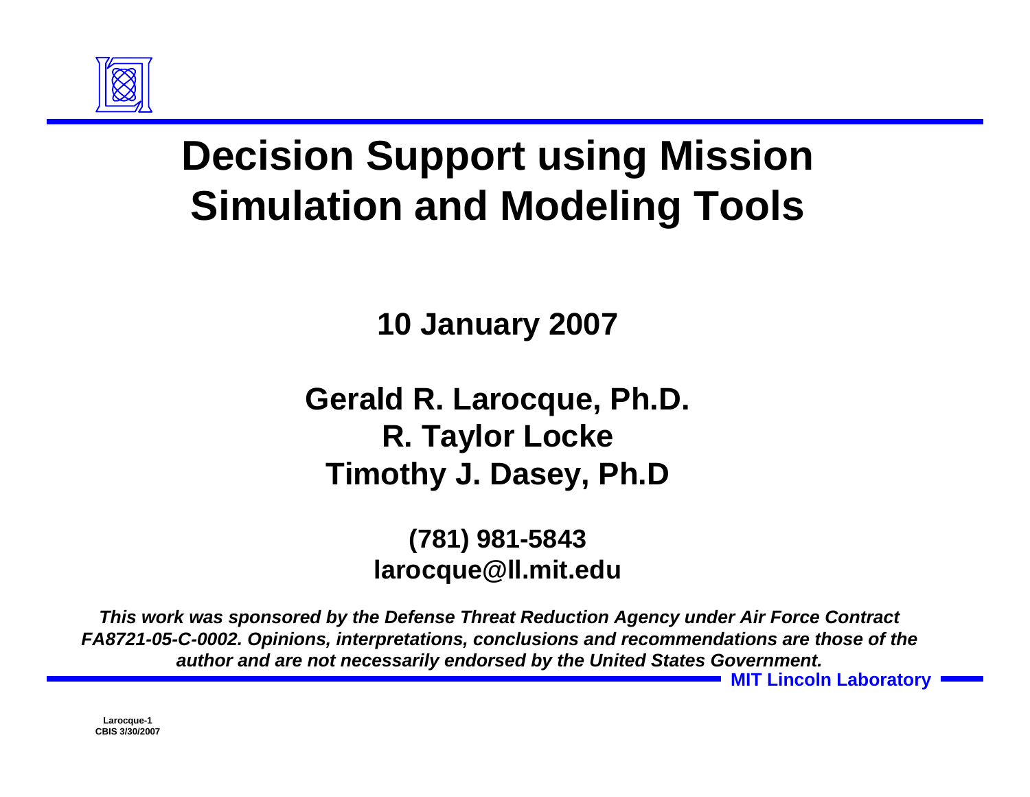# Decision Support using Mission Simulation and Modeling Tools

**10 January 2007**

**Gerald R. Larocque, Ph.D.**
**R. Taylor Locke**
**Timothy J. Dasey, Ph.D**

**(781) 981-5843**
**larocque@ll.mit.edu**

***This work was sponsored by the Defense Threat Reduction Agency under Air Force Contract FA8721-05-C-0002. Opinions, interpretations, conclusions and recommendations are those of the author and are not necessarily endorsed by the United States Government.***

**MIT Lincoln Laboratory**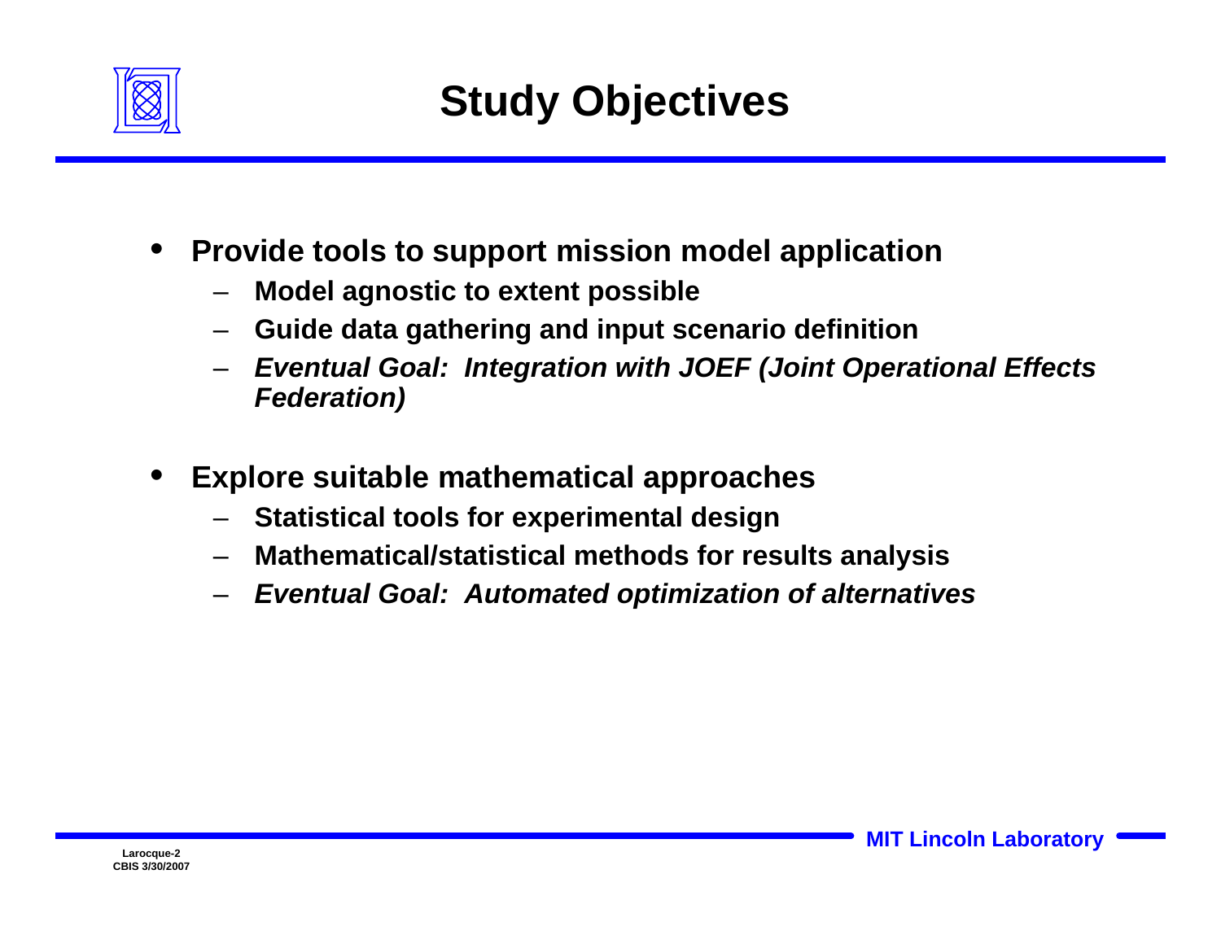# Study Objectives

- **Provide tools to support mission model application**
  - **Model agnostic to extent possible**
  - **Guide data gathering and input scenario definition**
  - ***Eventual Goal: Integration with JOEF (Joint Operational Effects Federation)***
- **Explore suitable mathematical approaches**
  - **Statistical tools for experimental design**
  - **Mathematical/statistical methods for results analysis**
  - ***Eventual Goal: Automated optimization of alternatives***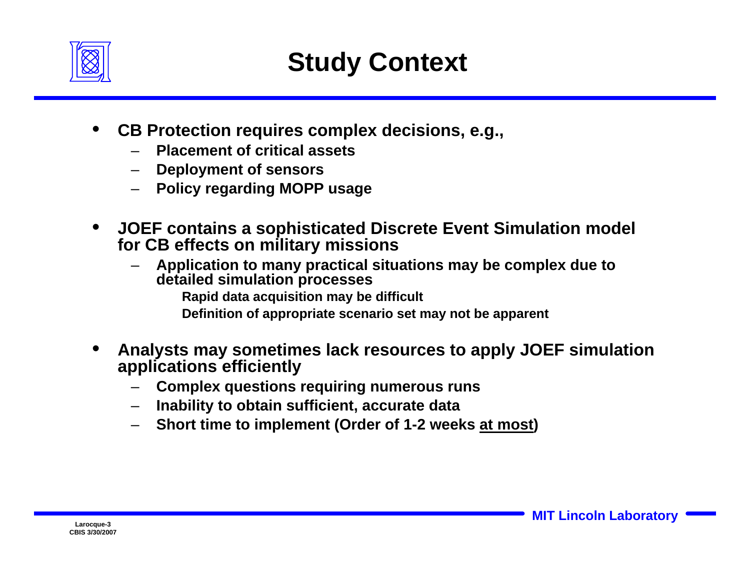# Study Context

- **CB Protection requires complex decisions, e.g.,**
  - **Placement of critical assets**
  - **Deployment of sensors**
  - **Policy regarding MOPP usage**
- **JOEF contains a sophisticated Discrete Event Simulation model for CB effects on military missions**
  - **Application to many practical situations may be complex due to detailed simulation processes**
    - **Rapid data acquisition may be difficult**
    - **Definition of appropriate scenario set may not be apparent**
- **Analysts may sometimes lack resources to apply JOEF simulation applications efficiently**
  - **Complex questions requiring numerous runs**
  - **Inability to obtain sufficient, accurate data**
  - **Short time to implement (Order of 1-2 weeks <u>at most</u>)**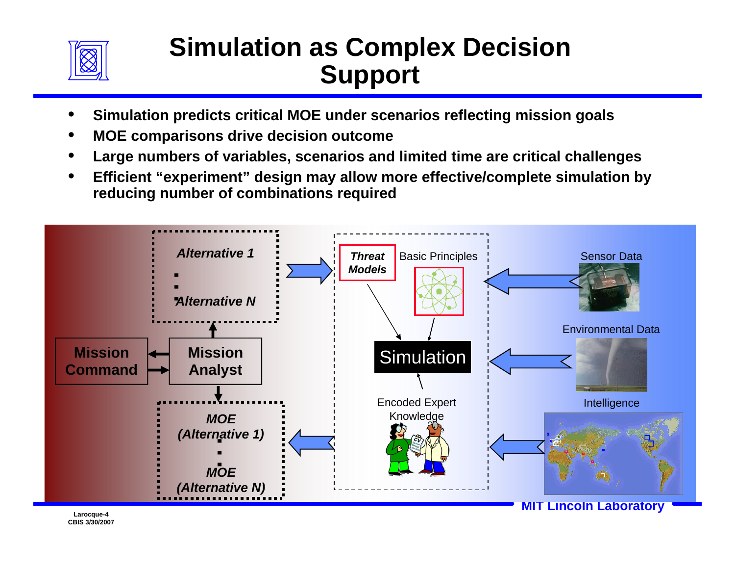# Simulation as Complex Decision Support

- **Simulation predicts critical MOE under scenarios reflecting mission goals**
- **MOE comparisons drive decision outcome**
- **Large numbers of variables, scenarios and limited time are critical challenges**
- **Efficient "experiment" design may allow more effective/complete simulation by reducing number of combinations required**

*Alternative 1*

:

*Alternative N*

Mission Command

Mission Analyst

*MOE (Alternative 1)*

:

*MOE (Alternative N)*

*Threat Models*

Basic Principles

Simulation

Encoded Expert Knowledge

Sensor Data

Environmental Data

Intelligence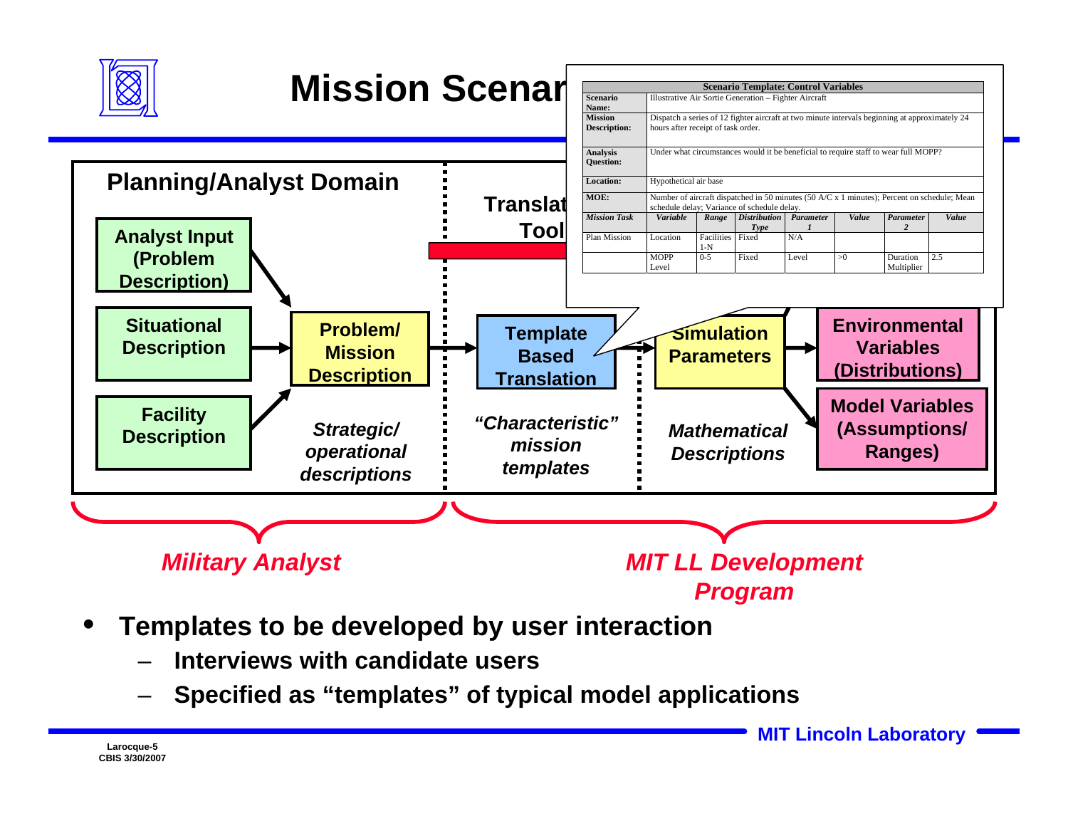# Mission Scenar

| Scenario Template: Control Variables | | | | | | | |
|---|---|---|---|---|---|---|---|
| **Scenario Name:** | Illustrative Air Sortie Generation – Fighter Aircraft | | | | | | |
| **Mission Description:** | Dispatch a series of 12 fighter aircraft at two minute intervals beginning at approximately 24 hours after receipt of task order. | | | | | | |
| **Analysis Question:** | Under what circumstances would it be beneficial to require staff to wear full MOPP? | | | | | | |
| **Location:** | Hypothetical air base | | | | | | |
| **MOE:** | Number of aircraft dispatched in 50 minutes (50 A/C x 1 minutes); Percent on schedule; Mean schedule delay; Variance of schedule delay. | | | | | | |
| ***Mission Task*** | ***Variable*** | ***Range*** | ***Distribution Type*** | ***Parameter 1*** | ***Value*** | ***Parameter 2*** | ***Value*** |
| Plan Mission | Location | Facilities 1-N | Fixed | N/A | | | |
| | MOPP Level | 0-5 | Fixed | Level | >0 | Duration Multiplier | 2.5 |

**Planning/Analyst Domain**

Analyst Input (Problem Description)

Situational Description

Facility Description

Problem/ Mission Description

*Strategic/ operational descriptions*

Translat Tool

Template Based Translation

*"Characteristic" mission templates*

Simulation Parameters

*Mathematical Descriptions*

Environmental Variables (Distributions)

Model Variables (Assumptions/ Ranges)

*Military Analyst*

*MIT LL Development Program*

- **Templates to be developed by user interaction**
  - **Interviews with candidate users**
  - **Specified as "templates" of typical model applications**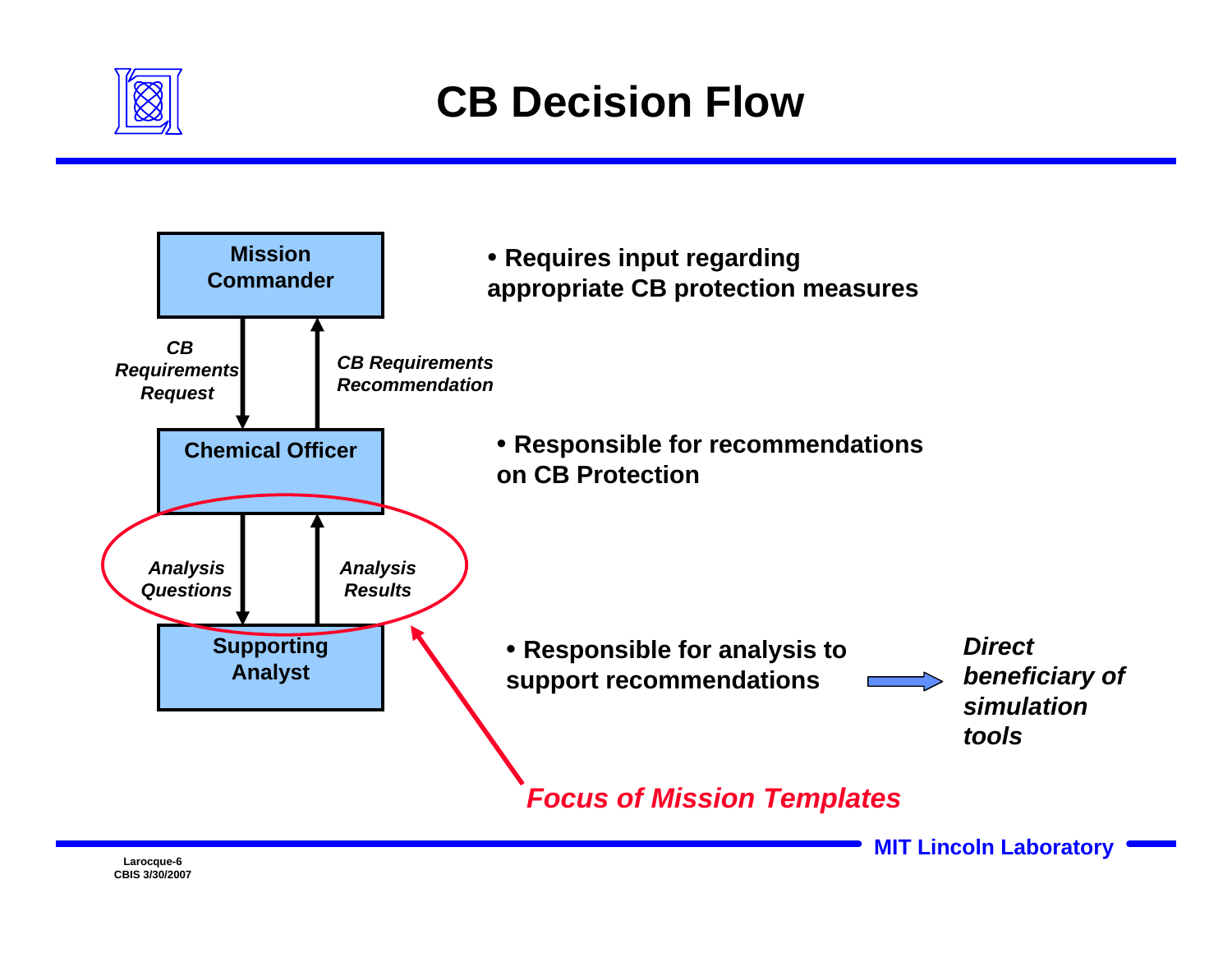# CB Decision Flow

Mission Commander

*CB Requirements Request*

*CB Requirements Recommendation*

Chemical Officer

*Analysis Questions*

*Analysis Results*

Supporting Analyst

- **Requires input regarding appropriate CB protection measures**
- **Responsible for recommendations on CB Protection**
- **Responsible for analysis to support recommendations**

***Direct beneficiary of simulation tools***

***Focus of Mission Templates***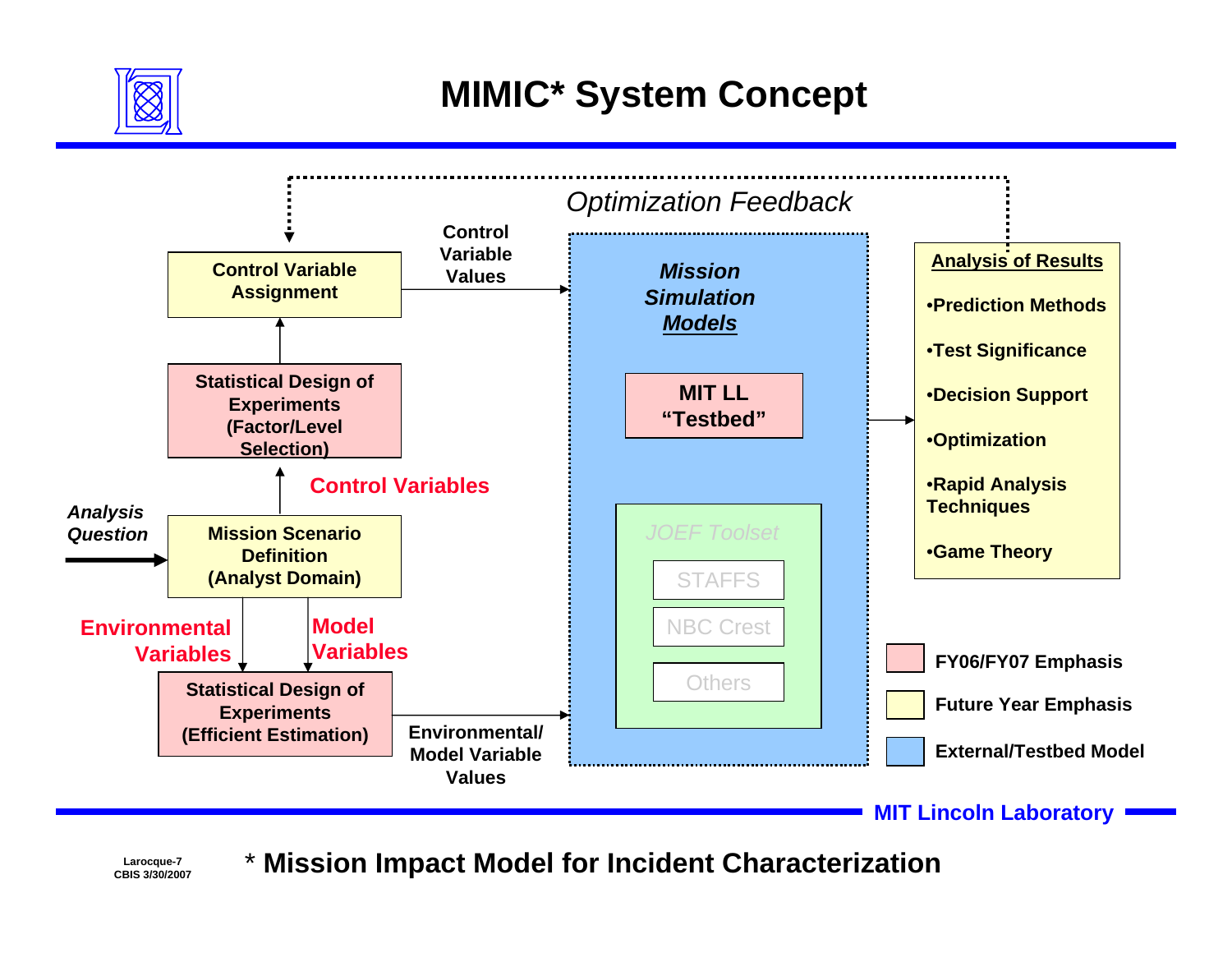# MIMIC* System Concept

*Optimization Feedback*

Control Variable Assignment

Control Variable Values

*Mission Simulation Models*

MIT LL "Testbed"

JOEF Toolset

STAFFS

NBC Crest

Others

Statistical Design of Experiments (Factor/Level Selection)

Control Variables

*Analysis Question*

Mission Scenario Definition (Analyst Domain)

Environmental Variables

Model Variables

Statistical Design of Experiments (Efficient Estimation)

Environmental/ Model Variable Values

**Analysis of Results**

- Prediction Methods
- Test Significance
- Decision Support
- Optimization
- Rapid Analysis Techniques
- Game Theory

FY06/FY07 Emphasis

Future Year Emphasis

External/Testbed Model

Larocque-7
CBIS 3/30/2007

\* Mission Impact Model for Incident Characterization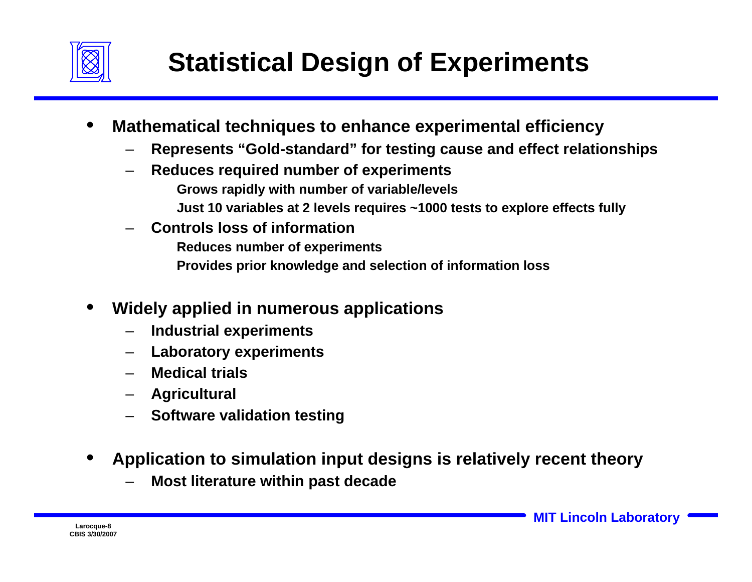# Statistical Design of Experiments

- **Mathematical techniques to enhance experimental efficiency**
  - **Represents "Gold-standard" for testing cause and effect relationships**
  - **Reduces required number of experiments**
    - **Grows rapidly with number of variable/levels**
    - **Just 10 variables at 2 levels requires ~1000 tests to explore effects fully**
  - **Controls loss of information**
    - **Reduces number of experiments**
    - **Provides prior knowledge and selection of information loss**

- **Widely applied in numerous applications**
  - **Industrial experiments**
  - **Laboratory experiments**
  - **Medical trials**
  - **Agricultural**
  - **Software validation testing**

- **Application to simulation input designs is relatively recent theory**
  - **Most literature within past decade**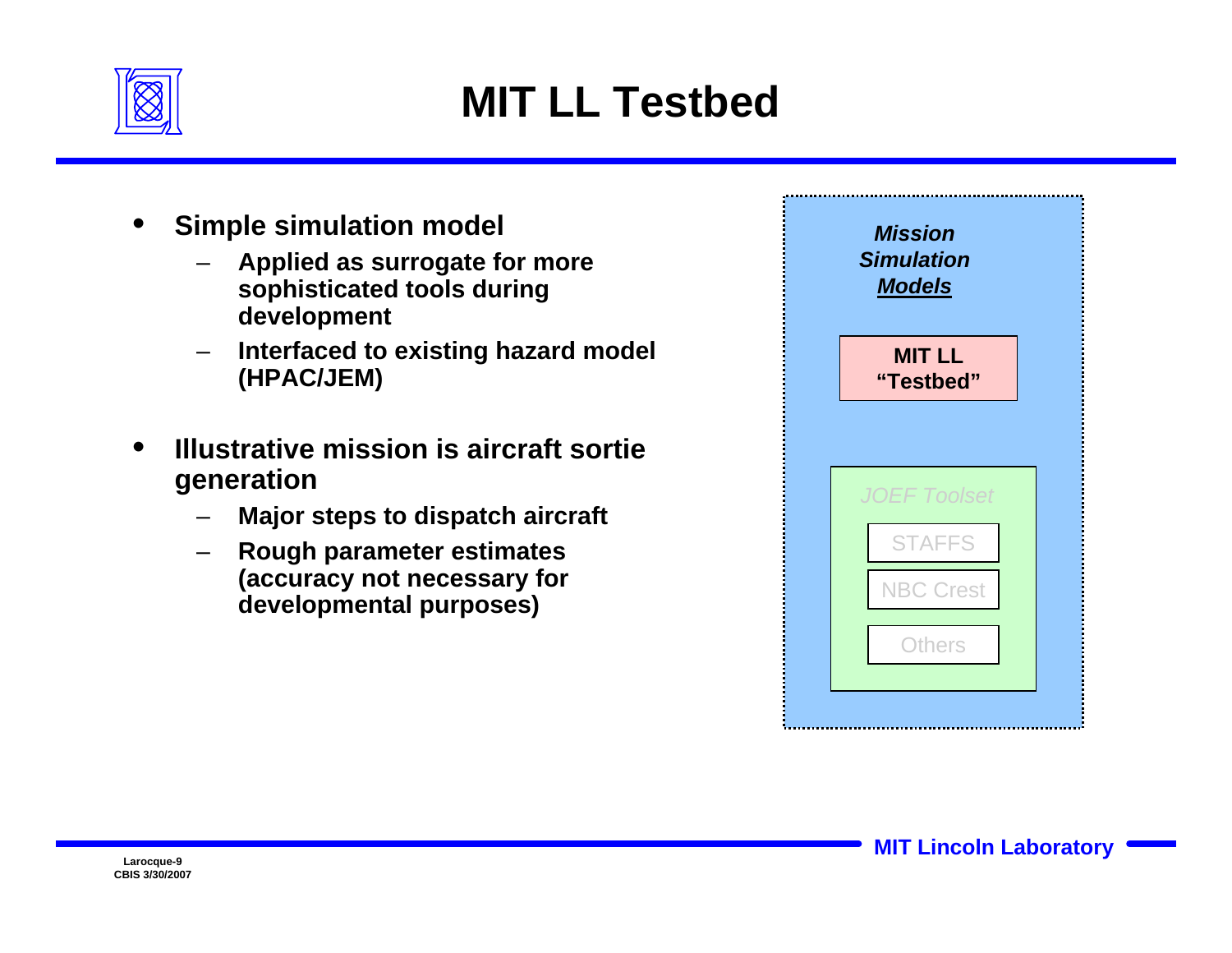# MIT LL Testbed

- **Simple simulation model**
  - **Applied as surrogate for more sophisticated tools during development**
  - **Interfaced to existing hazard model (HPAC/JEM)**
- **Illustrative mission is aircraft sortie generation**
  - **Major steps to dispatch aircraft**
  - **Rough parameter estimates (accuracy not necessary for developmental purposes)**

***Mission Simulation Models***

**MIT LL "Testbed"**

*JOEF Toolset*

STAFFS

NBC Crest

Others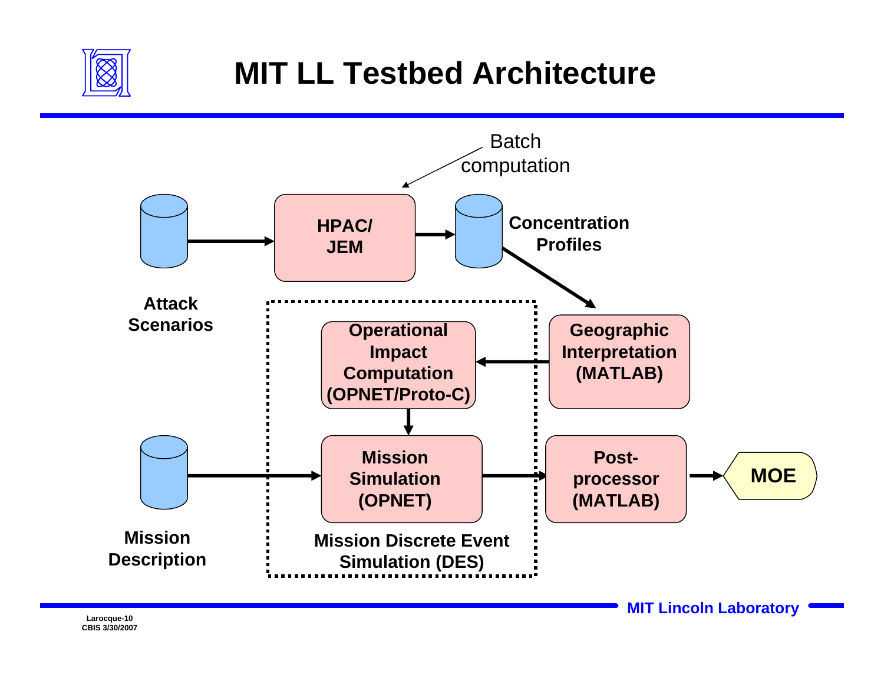# MIT LL Testbed Architecture

Batch computation

Attack Scenarios

HPAC/ JEM

Concentration Profiles

Geographic Interpretation (MATLAB)

Operational Impact Computation (OPNET/Proto-C)

Mission Simulation (OPNET)

Mission Description

Post-processor (MATLAB)

MOE

Mission Discrete Event Simulation (DES)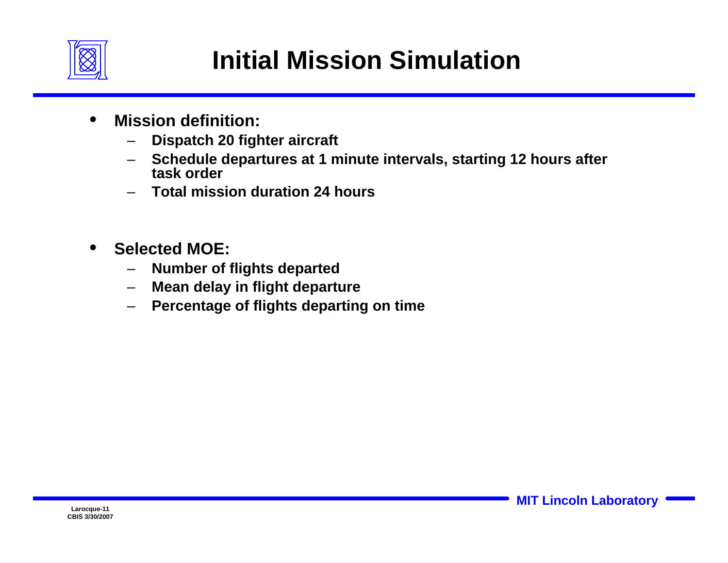# Initial Mission Simulation

- **Mission definition:**
  - **Dispatch 20 fighter aircraft**
  - **Schedule departures at 1 minute intervals, starting 12 hours after task order**
  - **Total mission duration 24 hours**

- **Selected MOE:**
  - **Number of flights departed**
  - **Mean delay in flight departure**
  - **Percentage of flights departing on time**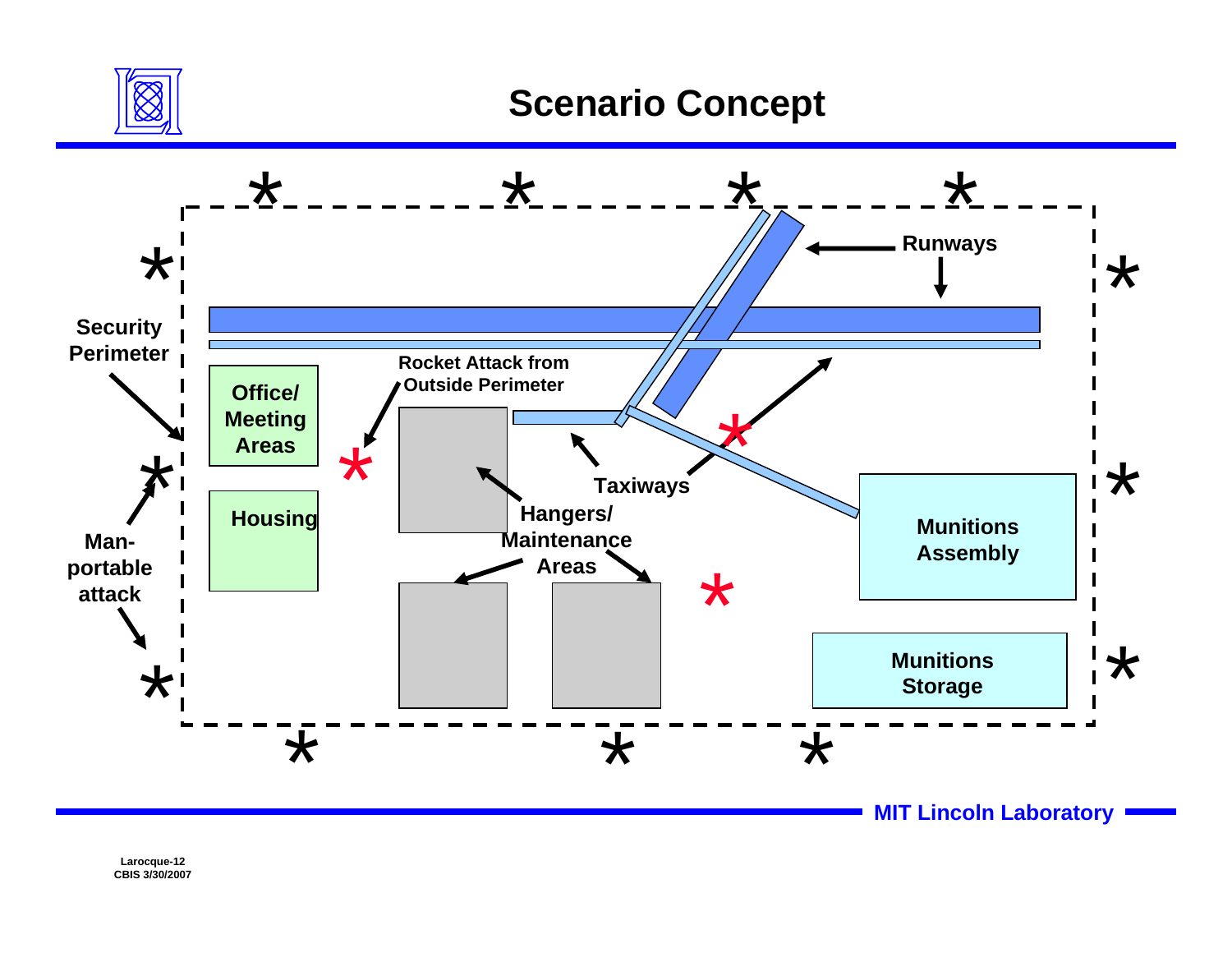# Scenario Concept

Runways

Security Perimeter

Rocket Attack from Outside Perimeter

Office/ Meeting Areas

Housing

Taxiways

Hangers/ Maintenance Areas

Munitions Assembly

Munitions Storage

Man-portable attack

Larocque-12
CBIS 3/30/2007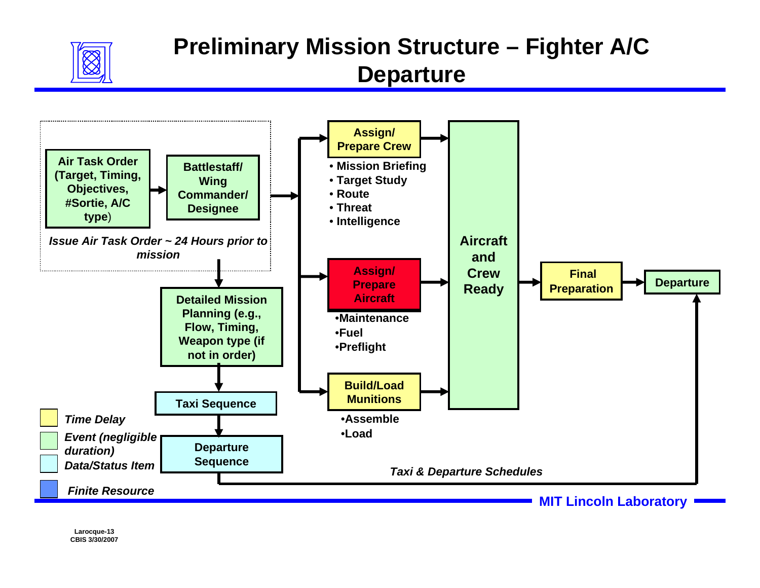# Preliminary Mission Structure – Fighter A/C Departure

**Air Task Order (Target, Timing, Objectives, #Sortie, A/C type)** → **Battlestaff/ Wing Commander/ Designee**

*Issue Air Task Order ~ 24 Hours prior to mission*

**Detailed Mission Planning (e.g., Flow, Timing, Weapon type (if not in order)**

**Taxi Sequence**

**Departure Sequence**

**Assign/ Prepare Crew**
- Mission Briefing
- Target Study
- Route
- Threat
- Intelligence

**Assign/ Prepare Aircraft**
- Maintenance
- Fuel
- Preflight

**Build/Load Munitions**
- Assemble
- Load

**Aircraft and Crew Ready** → **Final Preparation** → **Departure**

*Taxi & Departure Schedules*

Legend:
- *Time Delay*
- *Event (negligible duration)*
- *Data/Status Item*
- *Finite Resource*

MIT Lincoln Laboratory

Larocque-13
CBIS 3/30/2007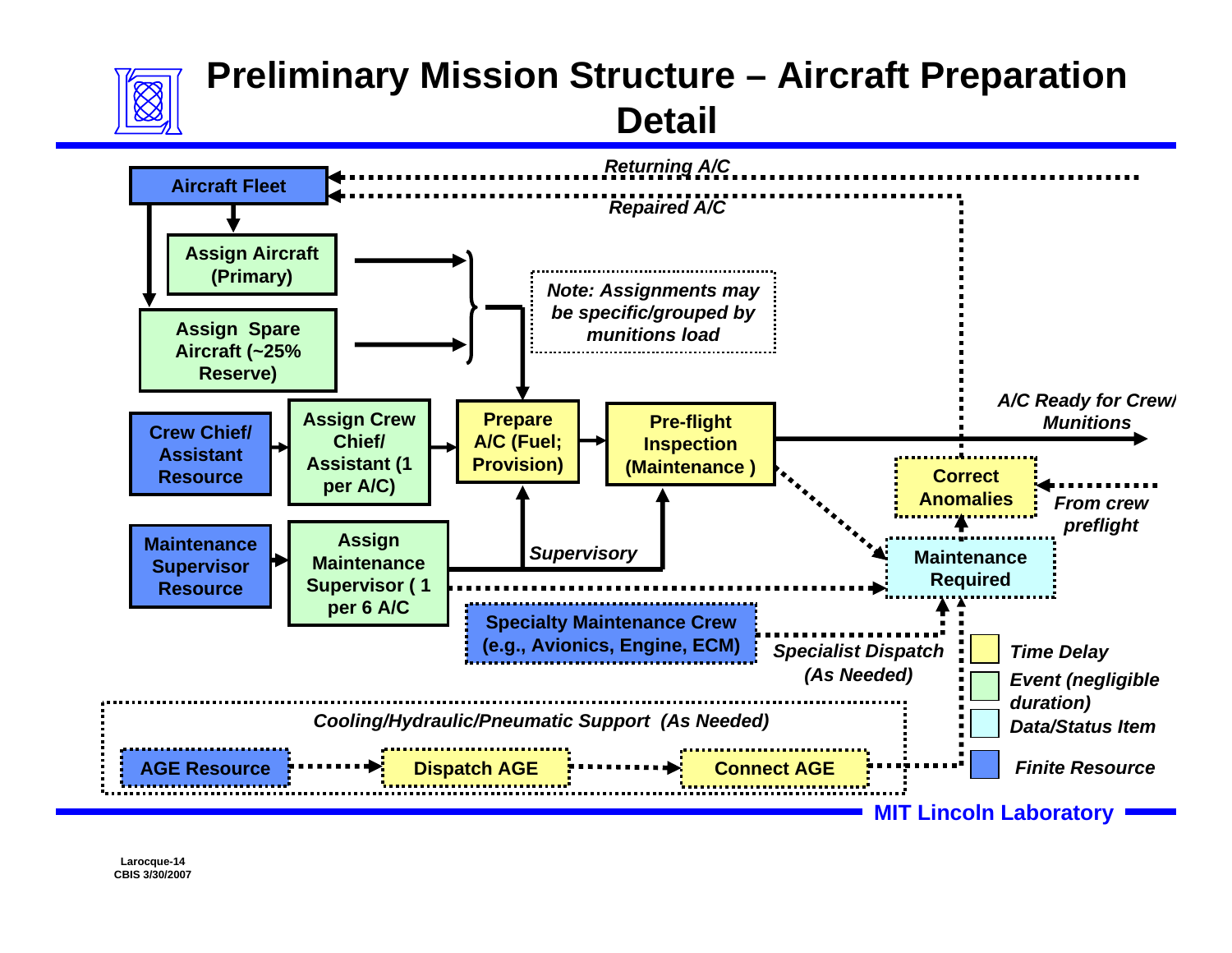# Preliminary Mission Structure – Aircraft Preparation Detail

Aircraft Fleet

Returning A/C

Repaired A/C

Assign Aircraft (Primary)

Assign Spare Aircraft (~25% Reserve)

*Note: Assignments may be specific/grouped by munitions load*

Crew Chief/ Assistant Resource

Assign Crew Chief/ Assistant (1 per A/C)

Prepare A/C (Fuel; Provision)

Pre-flight Inspection (Maintenance )

*A/C Ready for Crew/ Munitions*

Correct Anomalies

*From crew preflight*

Maintenance Required

Maintenance Supervisor Resource

Assign Maintenance Supervisor ( 1 per 6 A/C

*Supervisory*

Specialty Maintenance Crew (e.g., Avionics, Engine, ECM)

*Specialist Dispatch (As Needed)*

*Cooling/Hydraulic/Pneumatic Support (As Needed)*

AGE Resource

Dispatch AGE

Connect AGE

*Time Delay*

*Event (negligible duration)*

*Data/Status Item*

*Finite Resource*

Larocque-14
CBIS 3/30/2007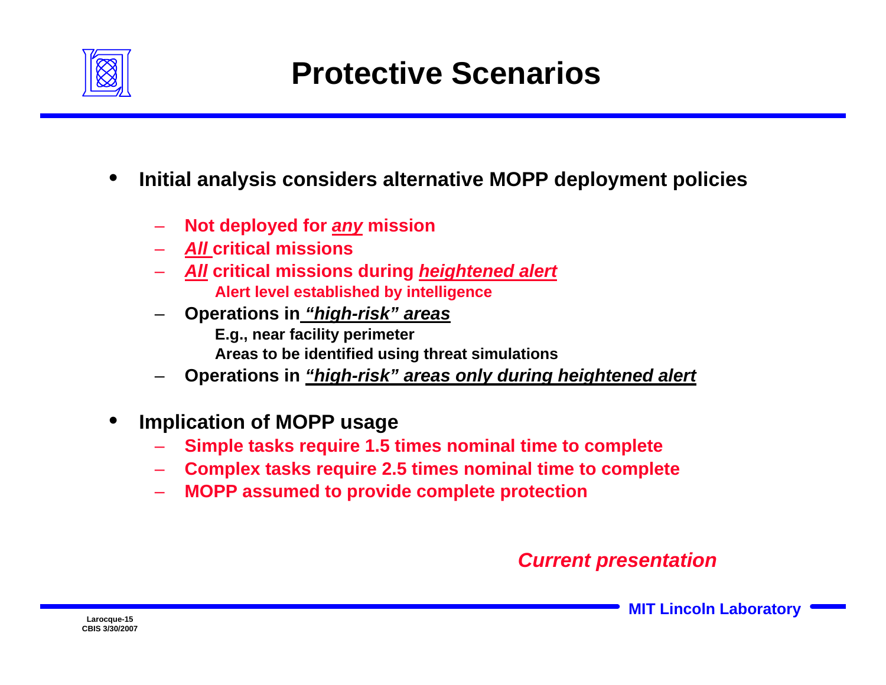# Protective Scenarios

- **Initial analysis considers alternative MOPP deployment policies**
  - **Not deployed for *any* mission**
  - ***All* critical missions**
  - ***All* critical missions during *heightened alert***
    - **Alert level established by intelligence**
  - **Operations in *"high-risk" areas***
    - **E.g., near facility perimeter**
    - **Areas to be identified using threat simulations**
  - **Operations in *"high-risk" areas only during heightened alert***

- **Implication of MOPP usage**
  - **Simple tasks require 1.5 times nominal time to complete**
  - **Complex tasks require 2.5 times nominal time to complete**
  - **MOPP assumed to provide complete protection**

***Current presentation***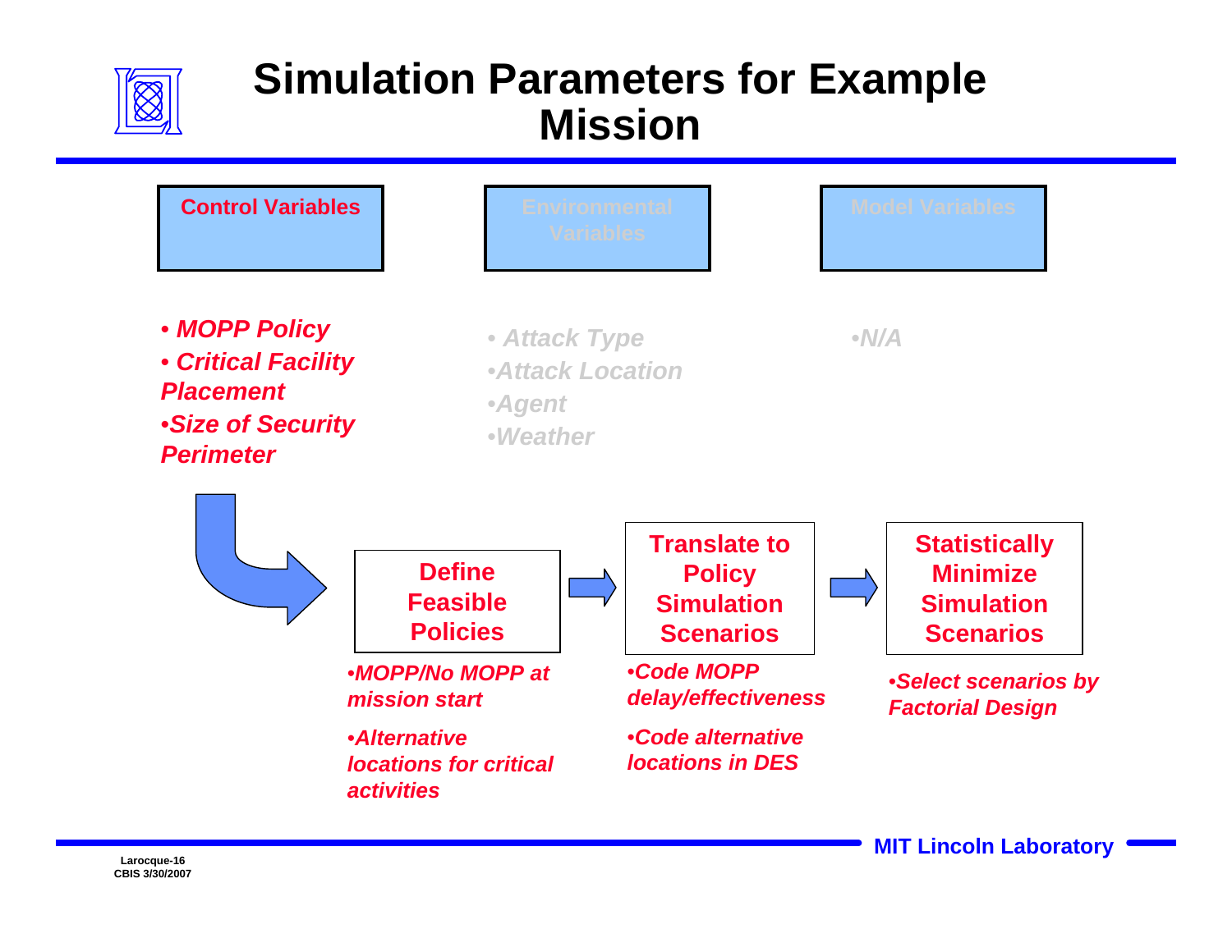# Simulation Parameters for Example Mission

**Control Variables**

- *MOPP Policy*
- *Critical Facility Placement*
- *Size of Security Perimeter*

**Environmental Variables**

- *Attack Type*
- *Attack Location*
- *Agent*
- *Weather*

**Model Variables**

- *N/A*

**Define Feasible Policies** → **Translate to Policy Simulation Scenarios** → **Statistically Minimize Simulation Scenarios**

**Define Feasible Policies**

- *MOPP/No MOPP at mission start*
- *Alternative locations for critical activities*

**Translate to Policy Simulation Scenarios**

- *Code MOPP delay/effectiveness*
- *Code alternative locations in DES*

**Statistically Minimize Simulation Scenarios**

- *Select scenarios by Factorial Design*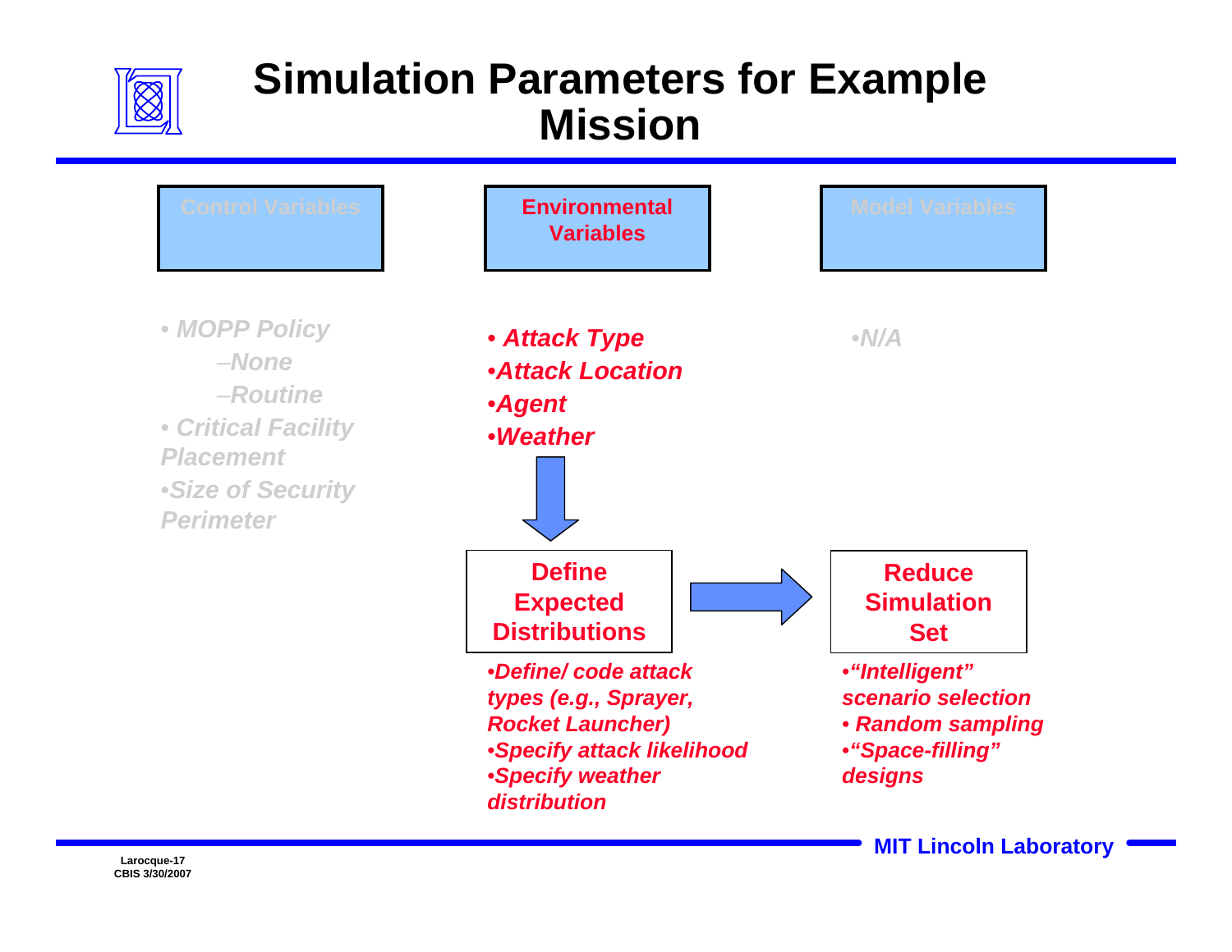# Simulation Parameters for Example Mission

**Control Variables**

- *MOPP Policy*
  - *–None*
  - *–Routine*
- *Critical Facility Placement*
- *Size of Security Perimeter*

**Environmental Variables**

- ***Attack Type***
- ***Attack Location***
- ***Agent***
- ***Weather***

**Model Variables**

- *N/A*

**Define Expected Distributions**

- ***Define/ code attack types (e.g., Sprayer, Rocket Launcher)***
- ***Specify attack likelihood***
- ***Specify weather distribution***

**Reduce Simulation Set**

- ***"Intelligent" scenario selection***
- ***Random sampling***
- ***"Space-filling" designs***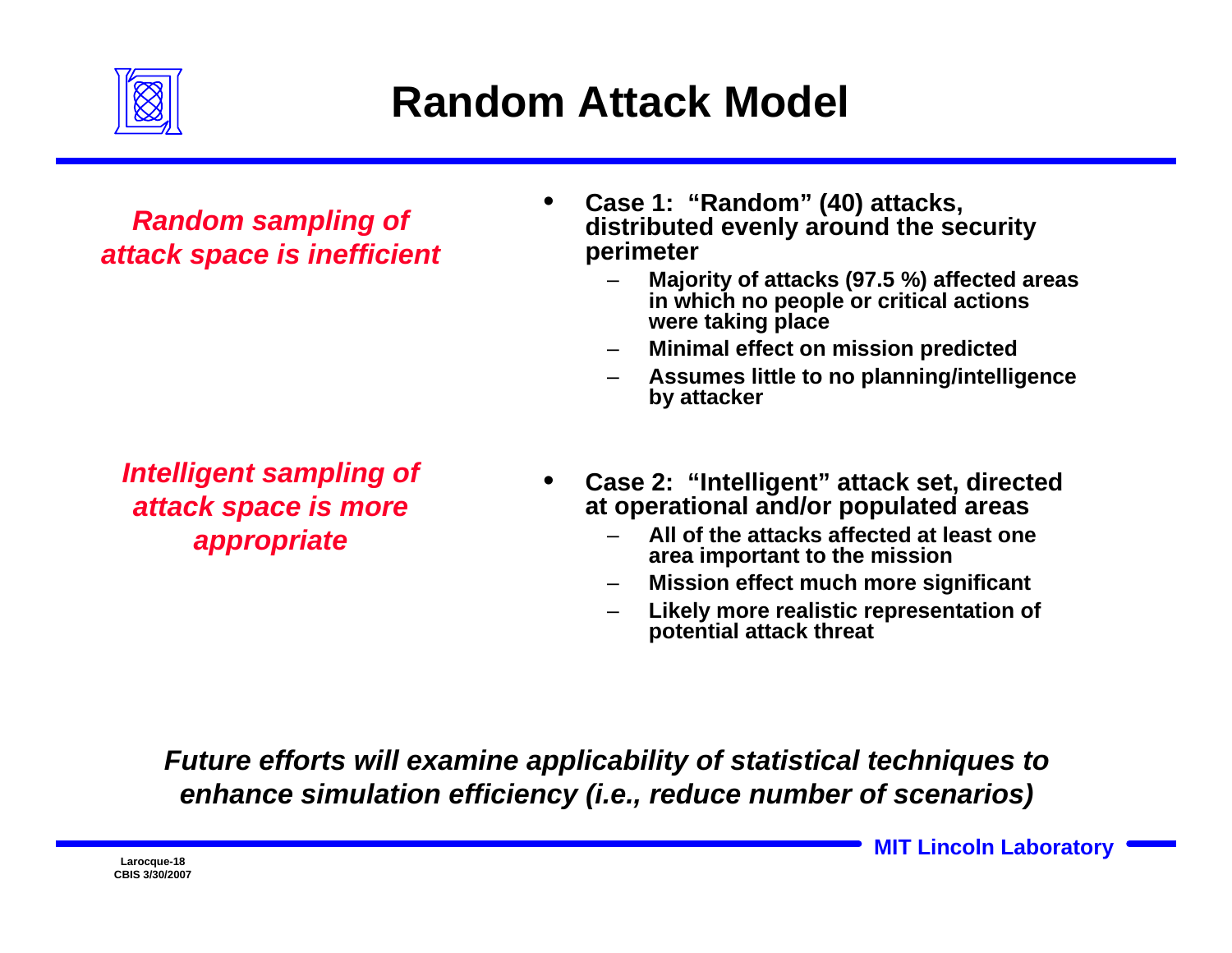# Random Attack Model

*Random sampling of attack space is inefficient*

- **Case 1: "Random" (40) attacks, distributed evenly around the security perimeter**
  - **Majority of attacks (97.5 %) affected areas in which no people or critical actions were taking place**
  - **Minimal effect on mission predicted**
  - **Assumes little to no planning/intelligence by attacker**

*Intelligent sampling of attack space is more appropriate*

- **Case 2: "Intelligent" attack set, directed at operational and/or populated areas**
  - **All of the attacks affected at least one area important to the mission**
  - **Mission effect much more significant**
  - **Likely more realistic representation of potential attack threat**

***Future efforts will examine applicability of statistical techniques to enhance simulation efficiency (i.e., reduce number of scenarios)***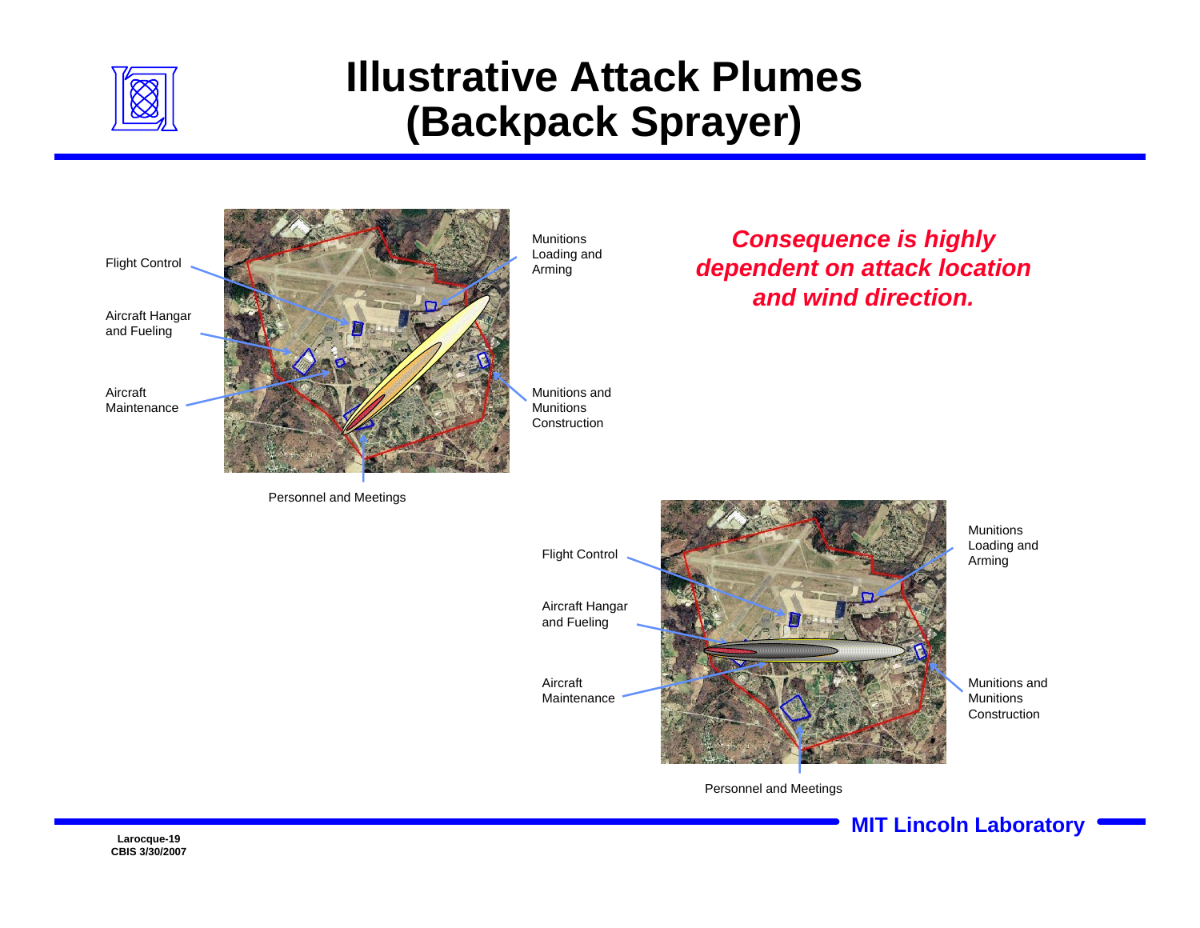# Illustrative Attack Plumes (Backpack Sprayer)

Flight Control

Aircraft Hangar and Fueling

Aircraft Maintenance

Munitions Loading and Arming

Munitions and Munitions Construction

Personnel and Meetings

***Consequence is highly dependent on attack location and wind direction.***

Flight Control

Aircraft Hangar and Fueling

Aircraft Maintenance

Munitions Loading and Arming

Munitions and Munitions Construction

Personnel and Meetings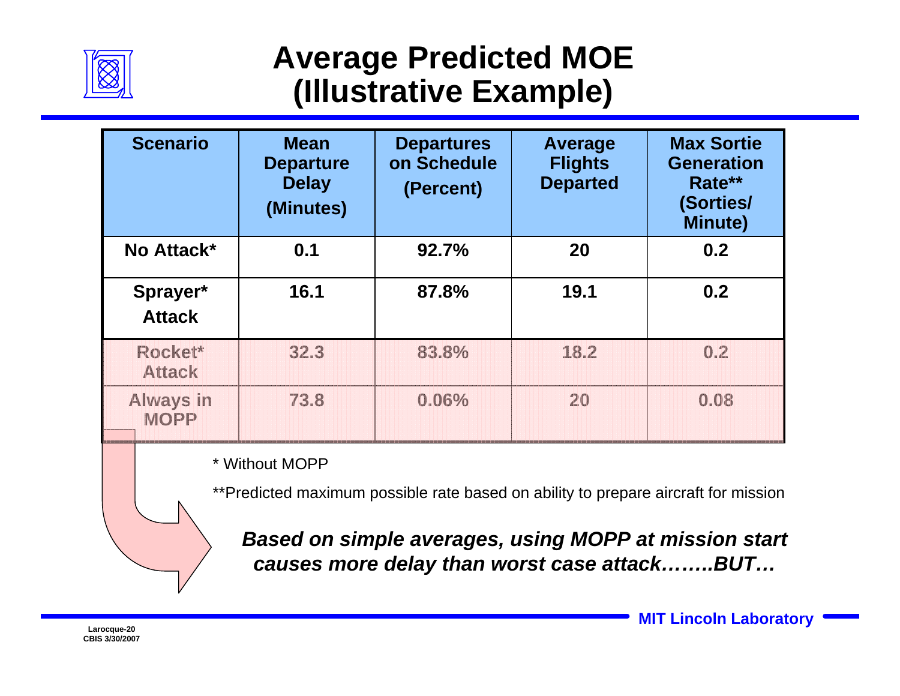# Average Predicted MOE (Illustrative Example)

| Scenario | Mean Departure Delay (Minutes) | Departures on Schedule (Percent) | Average Flights Departed | Max Sortie Generation Rate** (Sorties/ Minute) |
|---|---|---|---|---|
| No Attack* | 0.1 | 92.7% | 20 | 0.2 |
| Sprayer* Attack | 16.1 | 87.8% | 19.1 | 0.2 |
| Rocket* Attack | 32.3 | 83.8% | 18.2 | 0.2 |
| Always in MOPP | 73.8 | 0.06% | 20 | 0.08 |

\* Without MOPP

\*\*Predicted maximum possible rate based on ability to prepare aircraft for mission

***Based on simple averages, using MOPP at mission start causes more delay than worst case attack……..BUT…***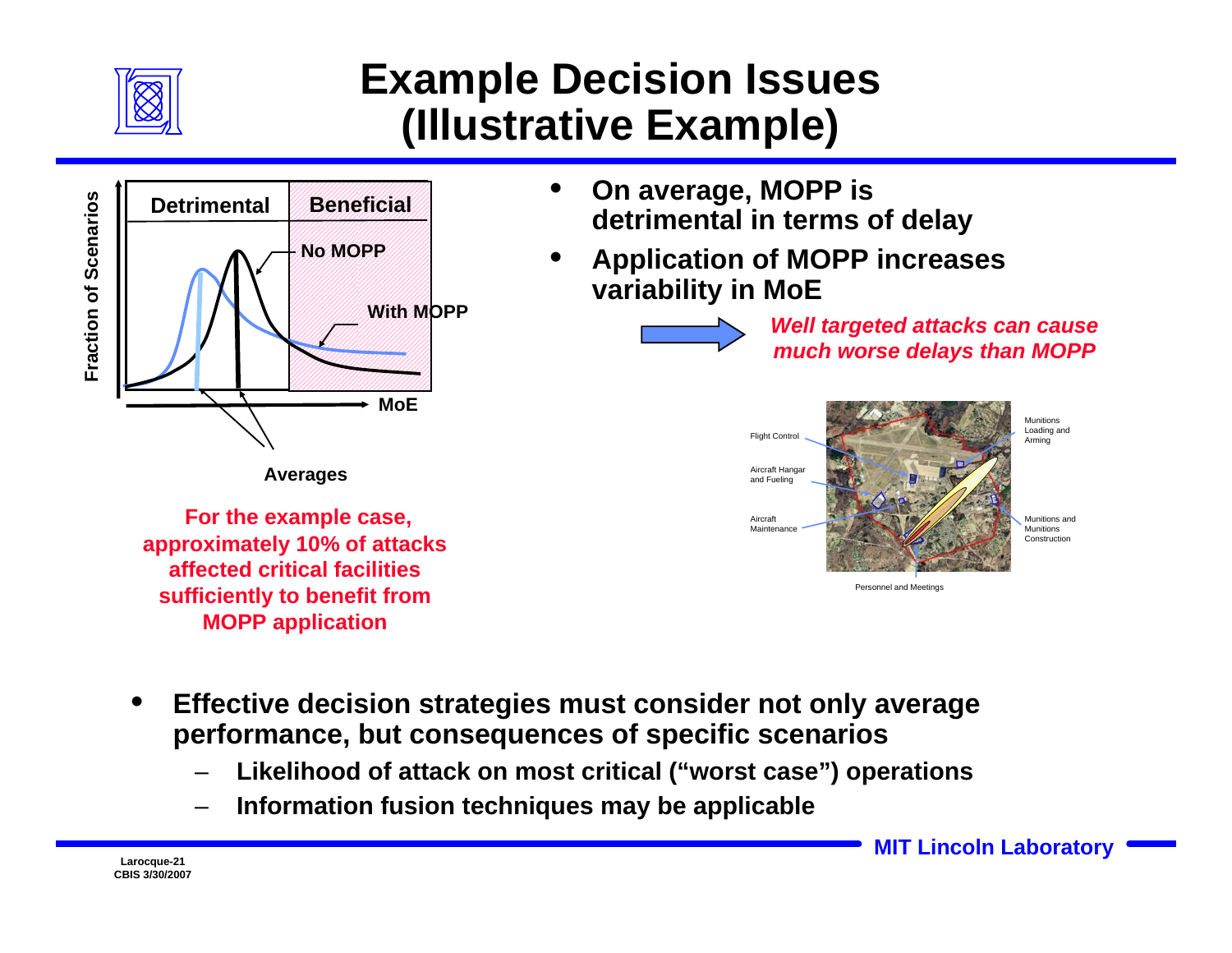# Example Decision Issues (Illustrative Example)

Detrmental
Beneficial
No MOPP
With MOPP
Fraction of Scenarios
MoE
Averages

**For the example case, approximately 10% of attacks affected critical facilities sufficiently to benefit from MOPP application**

- **On average, MOPP is detrimental in terms of delay**
- **Application of MOPP increases variability in MoE**

***Well targeted attacks can cause much worse delays than MOPP***

Flight Control
Aircraft Hangar and Fueling
Aircraft Maintenance
Munitions Loading and Arming
Munitions and Munitions Construction
Personnel and Meetings

- **Effective decision strategies must consider not only average performance, but consequences of specific scenarios**
  - **Likelihood of attack on most critical ("worst case") operations**
  - **Information fusion techniques may be applicable**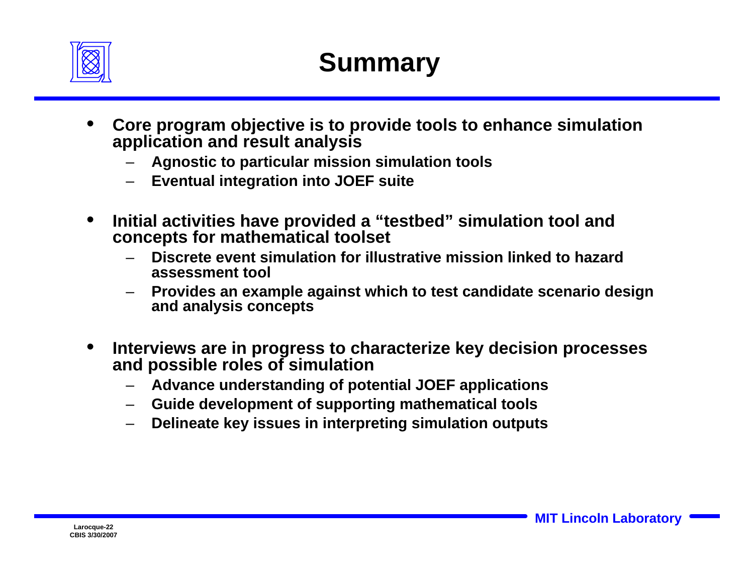# Summary

- **Core program objective is to provide tools to enhance simulation application and result analysis**
  - **Agnostic to particular mission simulation tools**
  - **Eventual integration into JOEF suite**

- **Initial activities have provided a “testbed” simulation tool and concepts for mathematical toolset**
  - **Discrete event simulation for illustrative mission linked to hazard assessment tool**
  - **Provides an example against which to test candidate scenario design and analysis concepts**

- **Interviews are in progress to characterize key decision processes and possible roles of simulation**
  - **Advance understanding of potential JOEF applications**
  - **Guide development of supporting mathematical tools**
  - **Delineate key issues in interpreting simulation outputs**